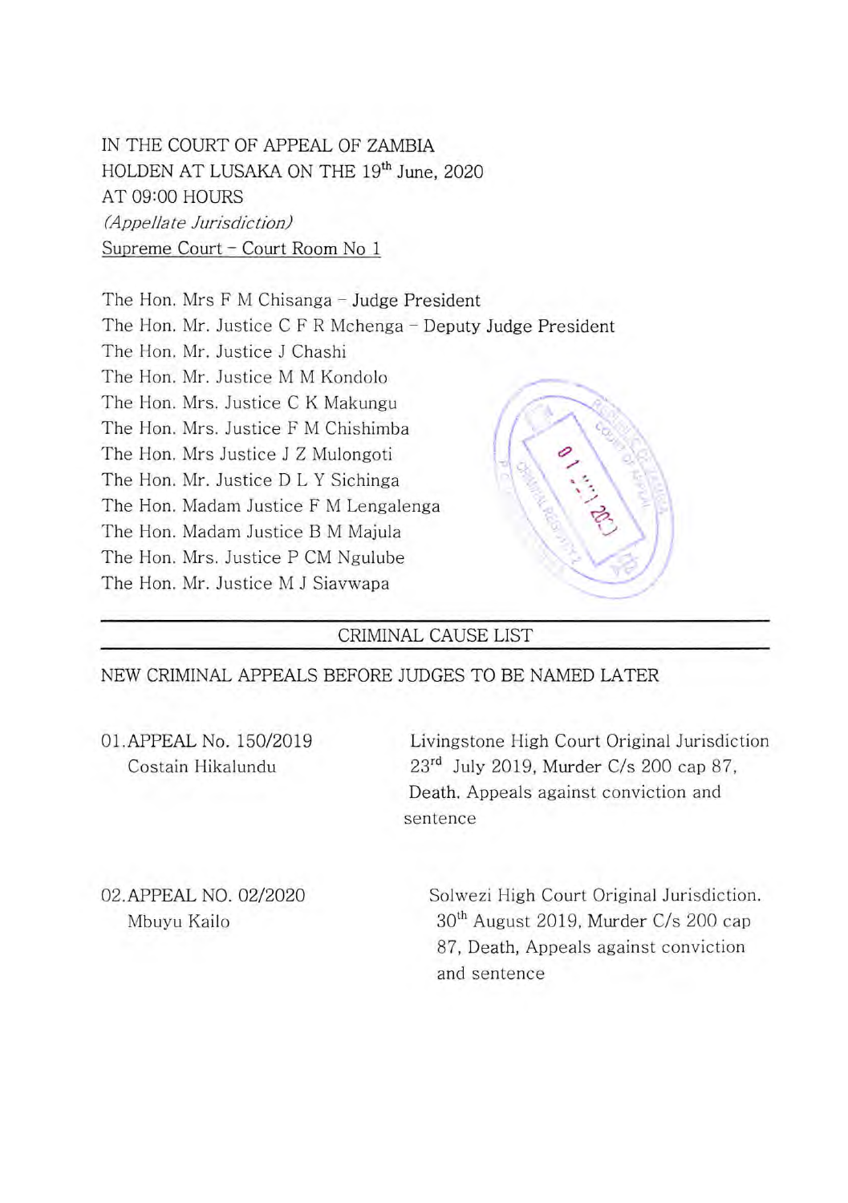IN THE COURT OF APPEAL OF ZAMBIA
HOLDEN AT LUSAKA ON THE 19th June, 2020
AT 09:00 HOURS
*(Appellate Jurisdiction)*
Supreme Court – Court Room No 1

The Hon. Mrs F M Chisanga – Judge President
The Hon. Mr. Justice C F R Mchenga – Deputy Judge President
The Hon. Mr. Justice J Chashi
The Hon. Mr. Justice M M Kondolo
The Hon. Mrs. Justice C K Makungu
The Hon. Mrs. Justice F M Chishimba
The Hon. Mrs Justice J Z Mulongoti
The Hon. Mr. Justice D L Y Sichinga
The Hon. Madam Justice F M Lengalenga
The Hon. Madam Justice B M Majula
The Hon. Mrs. Justice P CM Ngulube
The Hon. Mr. Justice M J Siavwapa

---

CRIMINAL CAUSE LIST

---

NEW CRIMINAL APPEALS BEFORE JUDGES TO BE NAMED LATER

01. APPEAL No. 150/2019
Costain Hikalundu

Livingstone High Court Original Jurisdiction 23rd July 2019, Murder C/s 200 cap 87, Death. Appeals against conviction and sentence

02. APPEAL NO. 02/2020
Mbuyu Kailo

Solwezi High Court Original Jurisdiction. 30th August 2019, Murder C/s 200 cap 87, Death, Appeals against conviction and sentence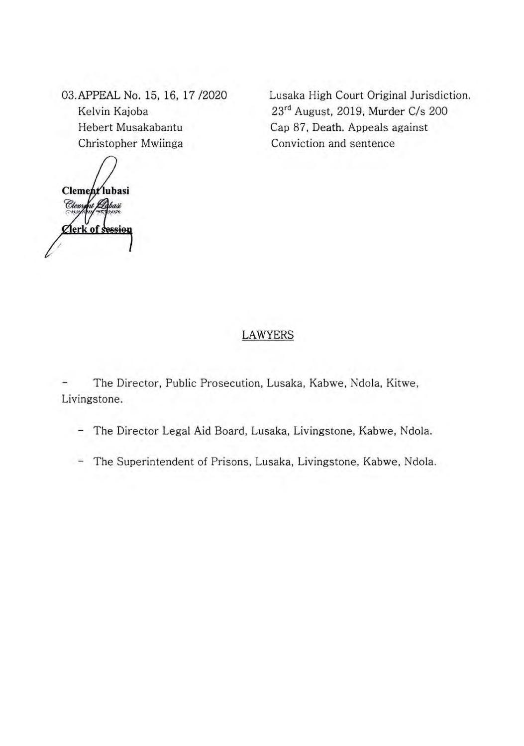03. APPEAL No. 15, 16, 17 /2020
Kelvin Kajoba
Hebert Musakabantu
Christopher Mwiinga

Lusaka High Court Original Jurisdiction.
23rd August, 2019, Murder C/s 200
Cap 87, Death. Appeals against
Conviction and sentence

**Clement lubasi**
Clerk of session

## LAWYERS

- The Director, Public Prosecution, Lusaka, Kabwe, Ndola, Kitwe, Livingstone.

- The Director Legal Aid Board, Lusaka, Livingstone, Kabwe, Ndola.

- The Superintendent of Prisons, Lusaka, Livingstone, Kabwe, Ndola.